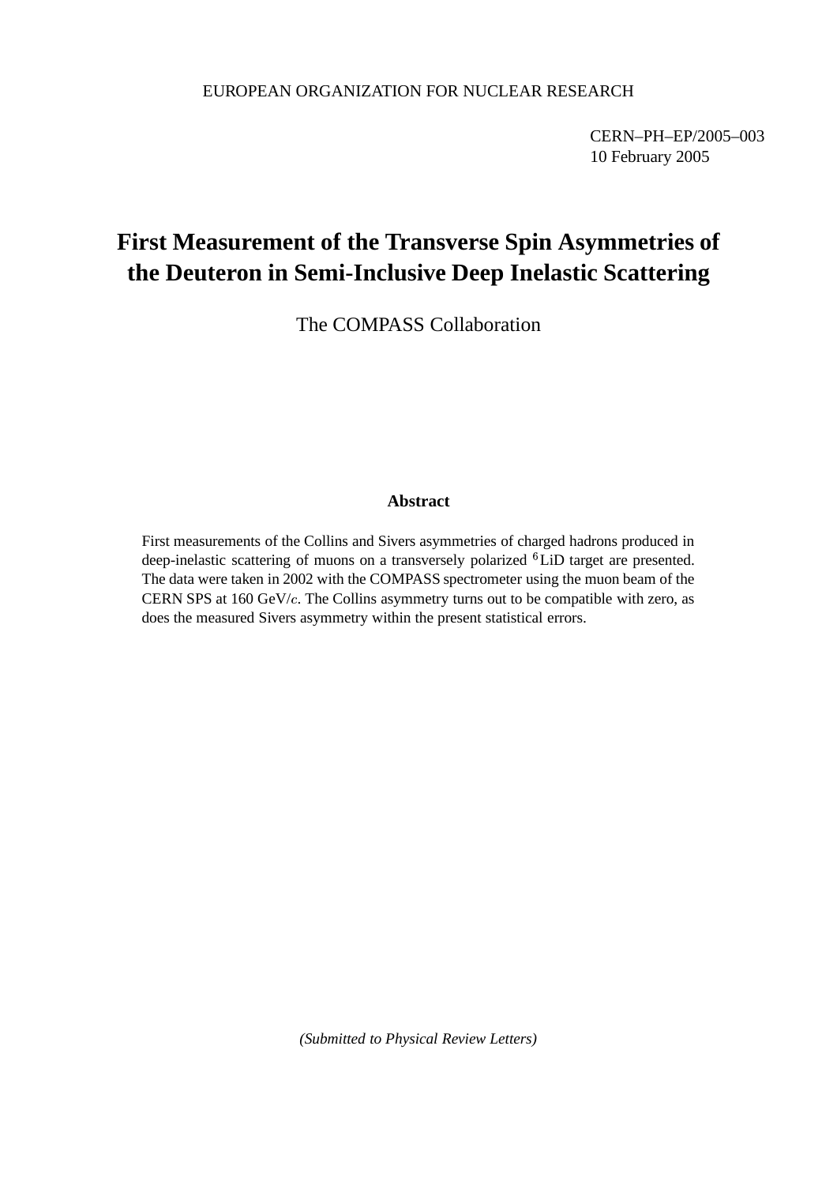EUROPEAN ORGANIZATION FOR NUCLEAR RESEARCH

CERN–PH–EP/2005–003
10 February 2005

# First Measurement of the Transverse Spin Asymmetries of the Deuteron in Semi-Inclusive Deep Inelastic Scattering

The COMPASS Collaboration

## Abstract

First measurements of the Collins and Sivers asymmetries of charged hadrons produced in deep-inelastic scattering of muons on a transversely polarized $^6$LiD target are presented. The data were taken in 2002 with the COMPASS spectrometer using the muon beam of the CERN SPS at 160 GeV/$c$. The Collins asymmetry turns out to be compatible with zero, as does the measured Sivers asymmetry within the present statistical errors.

*(Submitted to Physical Review Letters)*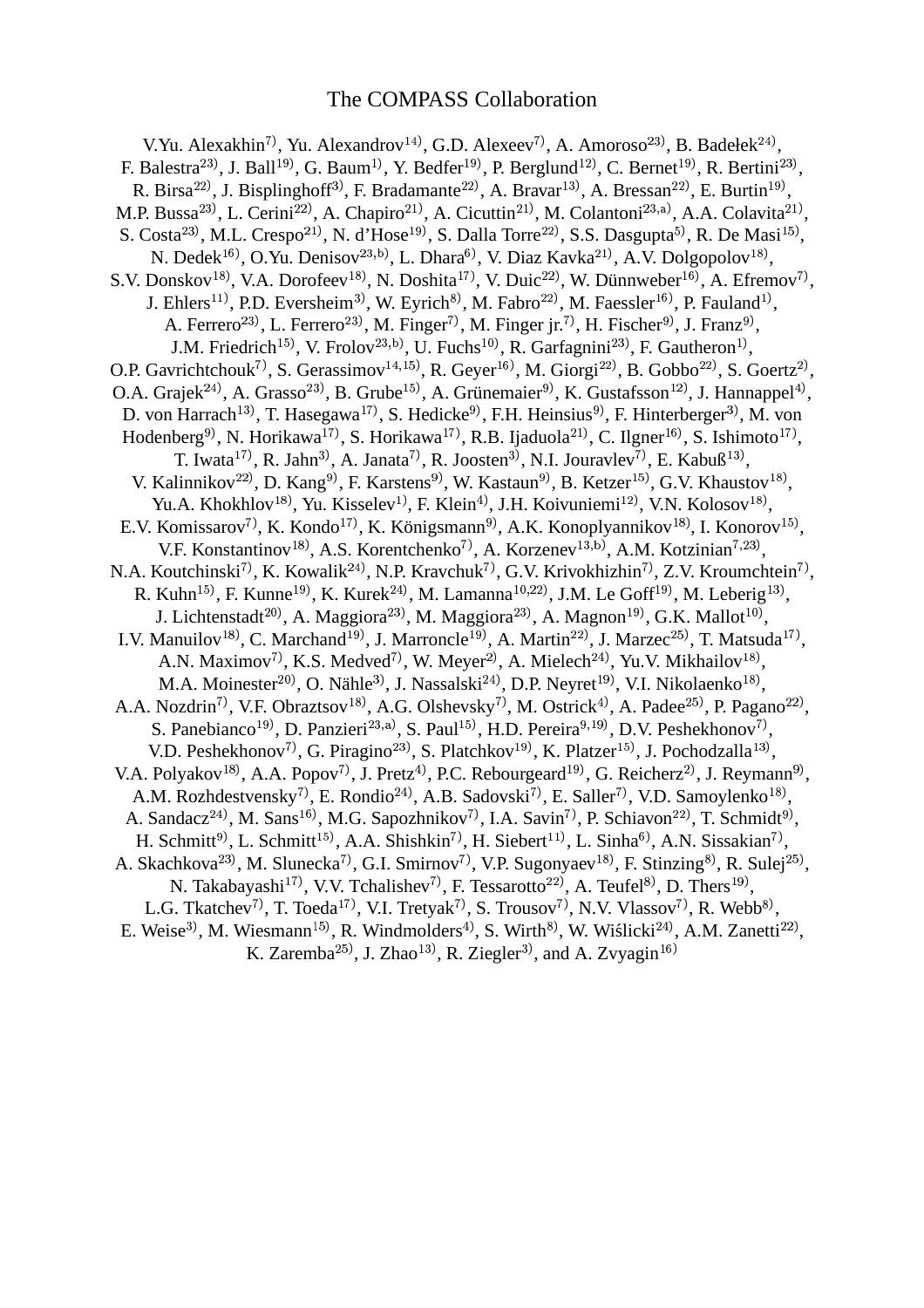# The COMPASS Collaboration

V.Yu. Alexakhin[7)], Yu. Alexandrov[14)], G.D. Alexeev[7)], A. Amoroso[23)], B. Badełek[24)], F. Balestra[23)], J. Ball[19)], G. Baum[1)], Y. Bedfer[19)], P. Berglund[12)], C. Bernet[19)], R. Bertini[23)], R. Birsa[22)], J. Bisplinghoff[3)], F. Bradamante[22)], A. Bravar[13)], A. Bressan[22)], E. Burtin[19)], M.P. Bussa[23)], L. Cerini[22)], A. Chapiro[21)], A. Cicuttin[21)], M. Colantoni[23,a)], A.A. Colavita[21)], S. Costa[23)], M.L. Crespo[21)], N. d'Hose[19)], S. Dalla Torre[22)], S.S. Dasgupta[5)], R. De Masi[15)], N. Dedek[16)], O.Yu. Denisov[23,b)], L. Dhara[6)], V. Diaz Kavka[21)], A.V. Dolgopolov[18)], S.V. Donskov[18)], V.A. Dorofeev[18)], N. Doshita[17)], V. Duic[22)], W. Dünnweber[16)], A. Efremov[7)], J. Ehlers[11)], P.D. Eversheim[3)], W. Eyrich[8)], M. Fabro[22)], M. Faessler[16)], P. Fauland[1)], A. Ferrero[23)], L. Ferrero[23)], M. Finger[7)], M. Finger jr.[7)], H. Fischer[9)], J. Franz[9)], J.M. Friedrich[15)], V. Frolov[23,b)], U. Fuchs[10)], R. Garfagnini[23)], F. Gautheron[1)], O.P. Gavrichtchouk[7)], S. Gerassimov[14,15)], R. Geyer[16)], M. Giorgi[22)], B. Gobbo[22)], S. Goertz[2)], O.A. Grajek[24)], A. Grasso[23)], B. Grube[15)], A. Grünemaier[9)], K. Gustafsson[12)], J. Hannappel[4)], D. von Harrach[13)], T. Hasegawa[17)], S. Hedicke[9)], F.H. Heinsius[9)], F. Hinterberger[3)], M. von Hodenberg[9)], N. Horikawa[17)], S. Horikawa[17)], R.B. Ijaduola[21)], C. Ilgner[16)], S. Ishimoto[17)], T. Iwata[17)], R. Jahn[3)], A. Janata[7)], R. Joosten[3)], N.I. Jouravlev[7)], E. Kabuß[13)], V. Kalinnikov[22)], D. Kang[9)], F. Karstens[9)], W. Kastaun[9)], B. Ketzer[15)], G.V. Khaustov[18)], Yu.A. Khokhlov[18)], Yu. Kisselev[1)], F. Klein[4)], J.H. Koivuniemi[12)], V.N. Kolosov[18)], E.V. Komissarov[7)], K. Kondo[17)], K. Königsmann[9)], A.K. Konoplyannikov[18)], I. Konorov[15)], V.F. Konstantinov[18)], A.S. Korentchenko[7)], A. Korzenev[13,b)], A.M. Kotzinian[7,23)], N.A. Koutchinski[7)], K. Kowalik[24)], N.P. Kravchuk[7)], G.V. Krivokhizhin[7)], Z.V. Kroumchtein[7)], R. Kuhn[15)], F. Kunne[19)], K. Kurek[24)], M. Lamanna[10,22)], J.M. Le Goff[19)], M. Leberig[13)], J. Lichtenstadt[20)], A. Maggiora[23)], M. Maggiora[23)], A. Magnon[19)], G.K. Mallot[10)], I.V. Manuilov[18)], C. Marchand[19)], J. Marroncle[19)], A. Martin[22)], J. Marzec[25)], T. Matsuda[17)], A.N. Maximov[7)], K.S. Medved[7)], W. Meyer[2)], A. Mielech[24)], Yu.V. Mikhailov[18)], M.A. Moinester[20)], O. Nähle[3)], J. Nassalski[24)], D.P. Neyret[19)], V.I. Nikolaenko[18)], A.A. Nozdrin[7)], V.F. Obraztsov[18)], A.G. Olshevsky[7)], M. Ostrick[4)], A. Padee[25)], P. Pagano[22)], S. Panebianco[19)], D. Panzieri[23,a)], S. Paul[15)], H.D. Pereira[9,19)], D.V. Peshekhonov[7)], V.D. Peshekhonov[7)], G. Piragino[23)], S. Platchkov[19)], K. Platzer[15)], J. Pochodzalla[13)], V.A. Polyakov[18)], A.A. Popov[7)], J. Pretz[4)], P.C. Rebourgeard[19)], G. Reicherz[2)], J. Reymann[9)], A.M. Rozhdestvensky[7)], E. Rondio[24)], A.B. Sadovski[7)], E. Saller[7)], V.D. Samoylenko[18)], A. Sandacz[24)], M. Sans[16)], M.G. Sapozhnikov[7)], I.A. Savin[7)], P. Schiavon[22)], T. Schmidt[9)], H. Schmitt[9)], L. Schmitt[15)], A.A. Shishkin[7)], H. Siebert[11)], L. Sinha[6)], A.N. Sissakian[7)], A. Skachkova[23)], M. Slunecka[7)], G.I. Smirnov[7)], V.P. Sugonyaev[18)], F. Stinzing[8)], R. Sulej[25)], N. Takabayashi[17)], V.V. Tchalishev[7)], F. Tessarotto[22)], A. Teufel[8)], D. Thers[19)], L.G. Tkatchev[7)], T. Toeda[17)], V.I. Tretyak[7)], S. Trousov[7)], N.V. Vlassov[7)], R. Webb[8)], E. Weise[3)], M. Wiesmann[15)], R. Windmolders[4)], S. Wirth[8)], W. Wiślicki[24)], A.M. Zanetti[22)], K. Zaremba[25)], J. Zhao[13)], R. Ziegler[3)], and A. Zvyagin[16)]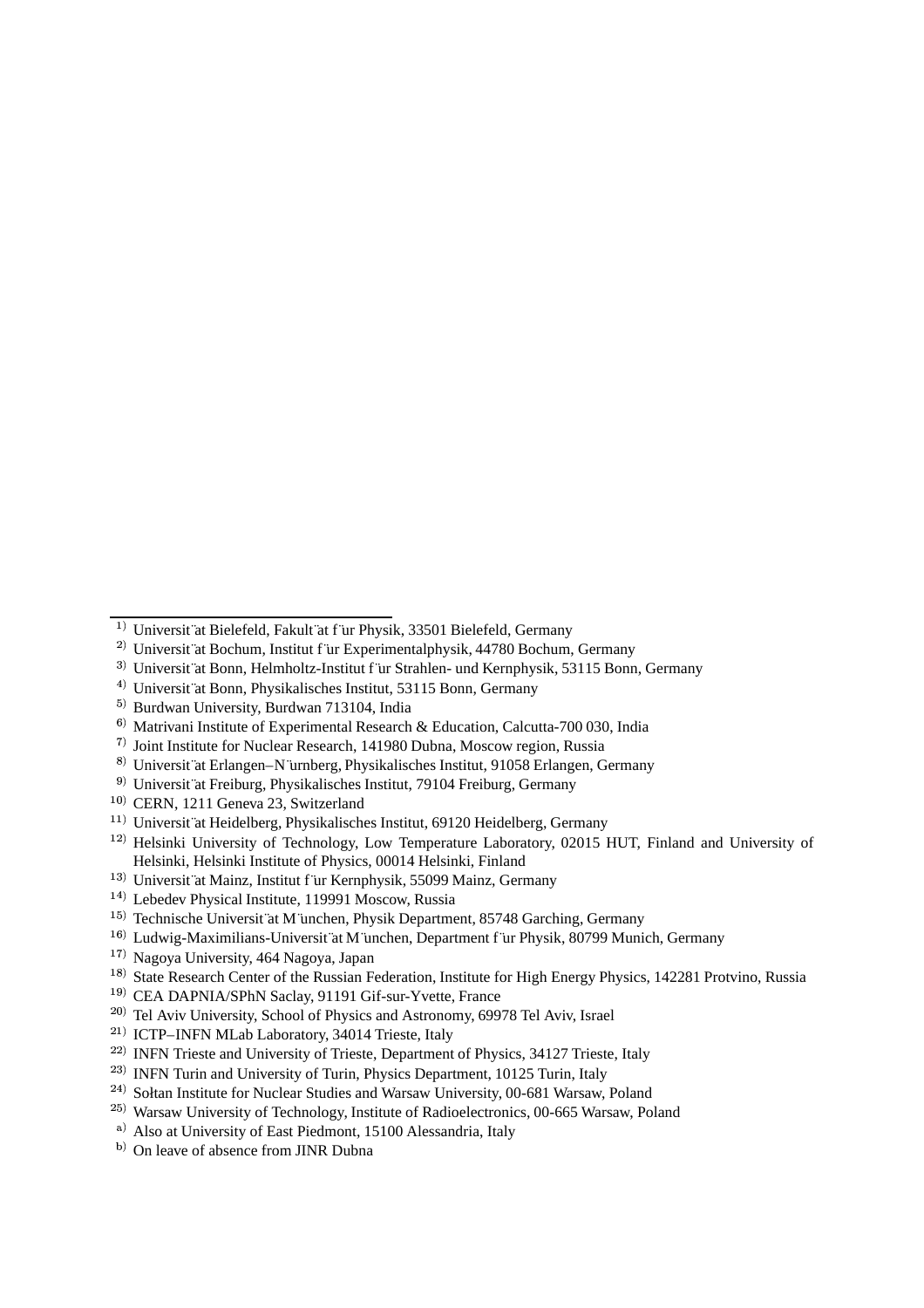[1] Universität Bielefeld, Fakultät für Physik, 33501 Bielefeld, Germany
[2] Universität Bochum, Institut für Experimentalphysik, 44780 Bochum, Germany
[3] Universität Bonn, Helmholtz-Institut für Strahlen- und Kernphysik, 53115 Bonn, Germany
[4] Universität Bonn, Physikalisches Institut, 53115 Bonn, Germany
[5] Burdwan University, Burdwan 713104, India
[6] Matrivani Institute of Experimental Research & Education, Calcutta-700 030, India
[7] Joint Institute for Nuclear Research, 141980 Dubna, Moscow region, Russia
[8] Universität Erlangen–Nürnberg, Physikalisches Institut, 91058 Erlangen, Germany
[9] Universität Freiburg, Physikalisches Institut, 79104 Freiburg, Germany
[10] CERN, 1211 Geneva 23, Switzerland
[11] Universität Heidelberg, Physikalisches Institut, 69120 Heidelberg, Germany
[12] Helsinki University of Technology, Low Temperature Laboratory, 02015 HUT, Finland and University of Helsinki, Helsinki Institute of Physics, 00014 Helsinki, Finland
[13] Universität Mainz, Institut für Kernphysik, 55099 Mainz, Germany
[14] Lebedev Physical Institute, 119991 Moscow, Russia
[15] Technische Universität München, Physik Department, 85748 Garching, Germany
[16] Ludwig-Maximilians-Universität München, Department für Physik, 80799 Munich, Germany
[17] Nagoya University, 464 Nagoya, Japan
[18] State Research Center of the Russian Federation, Institute for High Energy Physics, 142281 Protvino, Russia
[19] CEA DAPNIA/SPhN Saclay, 91191 Gif-sur-Yvette, France
[20] Tel Aviv University, School of Physics and Astronomy, 69978 Tel Aviv, Israel
[21] ICTP–INFN MLab Laboratory, 34014 Trieste, Italy
[22] INFN Trieste and University of Trieste, Department of Physics, 34127 Trieste, Italy
[23] INFN Turin and University of Turin, Physics Department, 10125 Turin, Italy
[24] Sołtan Institute for Nuclear Studies and Warsaw University, 00-681 Warsaw, Poland
[25] Warsaw University of Technology, Institute of Radioelectronics, 00-665 Warsaw, Poland
[a] Also at University of East Piedmont, 15100 Alessandria, Italy
[b] On leave of absence from JINR Dubna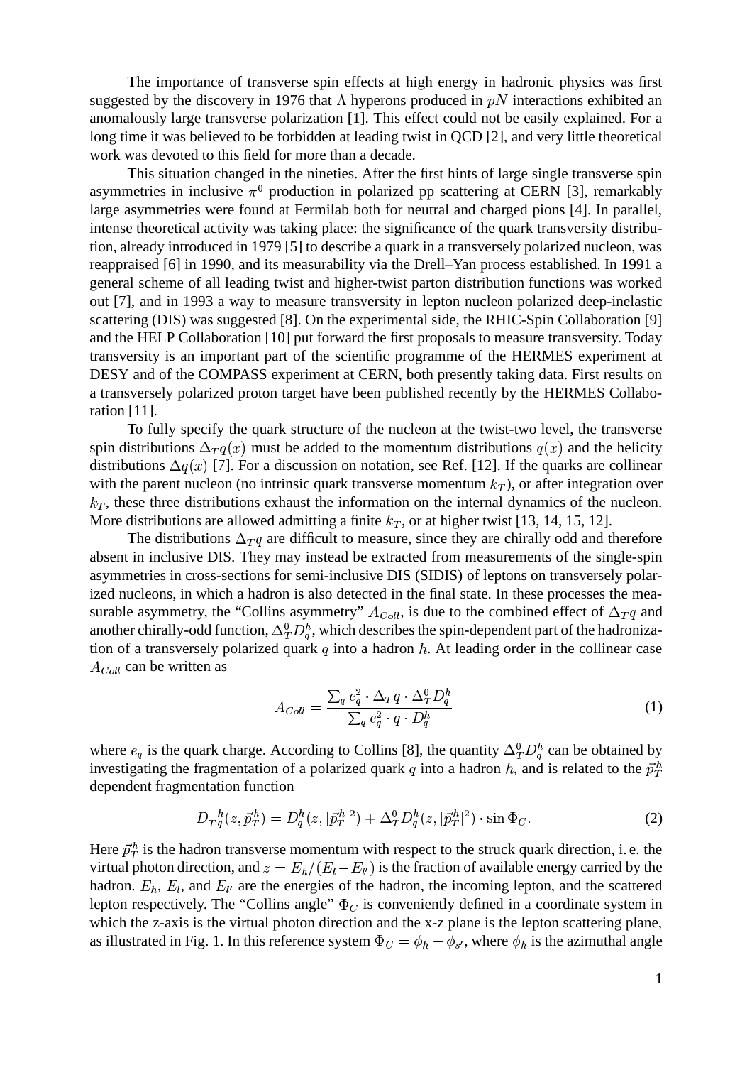The importance of transverse spin effects at high energy in hadronic physics was first suggested by the discovery in 1976 that $\Lambda$ hyperons produced in $pN$ interactions exhibited an anomalously large transverse polarization [1]. This effect could not be easily explained. For a long time it was believed to be forbidden at leading twist in QCD [2], and very little theoretical work was devoted to this field for more than a decade.

This situation changed in the nineties. After the first hints of large single transverse spin asymmetries in inclusive $\pi^0$ production in polarized pp scattering at CERN [3], remarkably large asymmetries were found at Fermilab both for neutral and charged pions [4]. In parallel, intense theoretical activity was taking place: the significance of the quark transversity distribution, already introduced in 1979 [5] to describe a quark in a transversely polarized nucleon, was reappraised [6] in 1990, and its measurability via the Drell–Yan process established. In 1991 a general scheme of all leading twist and higher-twist parton distribution functions was worked out [7], and in 1993 a way to measure transversity in lepton nucleon polarized deep-inelastic scattering (DIS) was suggested [8]. On the experimental side, the RHIC-Spin Collaboration [9] and the HELP Collaboration [10] put forward the first proposals to measure transversity. Today transversity is an important part of the scientific programme of the HERMES experiment at DESY and of the COMPASS experiment at CERN, both presently taking data. First results on a transversely polarized proton target have been published recently by the HERMES Collaboration [11].

To fully specify the quark structure of the nucleon at the twist-two level, the transverse spin distributions $\Delta_T q(x)$ must be added to the momentum distributions $q(x)$ and the helicity distributions $\Delta q(x)$ [7]. For a discussion on notation, see Ref. [12]. If the quarks are collinear with the parent nucleon (no intrinsic quark transverse momentum $k_T$), or after integration over $k_T$, these three distributions exhaust the information on the internal dynamics of the nucleon. More distributions are allowed admitting a finite $k_T$, or at higher twist [13, 14, 15, 12].

The distributions $\Delta_T q$ are difficult to measure, since they are chirally odd and therefore absent in inclusive DIS. They may instead be extracted from measurements of the single-spin asymmetries in cross-sections for semi-inclusive DIS (SIDIS) of leptons on transversely polarized nucleons, in which a hadron is also detected in the final state. In these processes the measurable asymmetry, the "Collins asymmetry" $A_{Coll}$, is due to the combined effect of $\Delta_T q$ and another chirally-odd function, $\Delta_T^0 D_q^h$, which describes the spin-dependent part of the hadronization of a transversely polarized quark $q$ into a hadron $h$. At leading order in the collinear case $A_{Coll}$ can be written as

$$A_{Coll} = \frac{\sum_q e_q^2 \cdot \Delta_T q \cdot \Delta_T^0 D_q^h}{\sum_q e_q^2 \cdot q \cdot D_q^h} \tag{1}$$

where $e_q$ is the quark charge. According to Collins [8], the quantity $\Delta_T^0 D_q^h$ can be obtained by investigating the fragmentation of a polarized quark $q$ into a hadron $h$, and is related to the $\vec{p}_T^{\,h}$ dependent fragmentation function

$$D_{T\,q}^{\;h}(z, \vec{p}_T^{\,h}) = D_q^h(z, |\vec{p}_T^{\,h}|^2) + \Delta_T^0 D_q^h(z, |\vec{p}_T^{\,h}|^2) \cdot \sin \Phi_C. \tag{2}$$

Here $\vec{p}_T^{\,h}$ is the hadron transverse momentum with respect to the struck quark direction, i. e. the virtual photon direction, and $z = E_h/(E_l - E_{l'})$ is the fraction of available energy carried by the hadron. $E_h$, $E_l$, and $E_{l'}$ are the energies of the hadron, the incoming lepton, and the scattered lepton respectively. The "Collins angle" $\Phi_C$ is conveniently defined in a coordinate system in which the z-axis is the virtual photon direction and the x-z plane is the lepton scattering plane, as illustrated in Fig. 1. In this reference system $\Phi_C = \phi_h - \phi_{s'}$, where $\phi_h$ is the azimuthal angle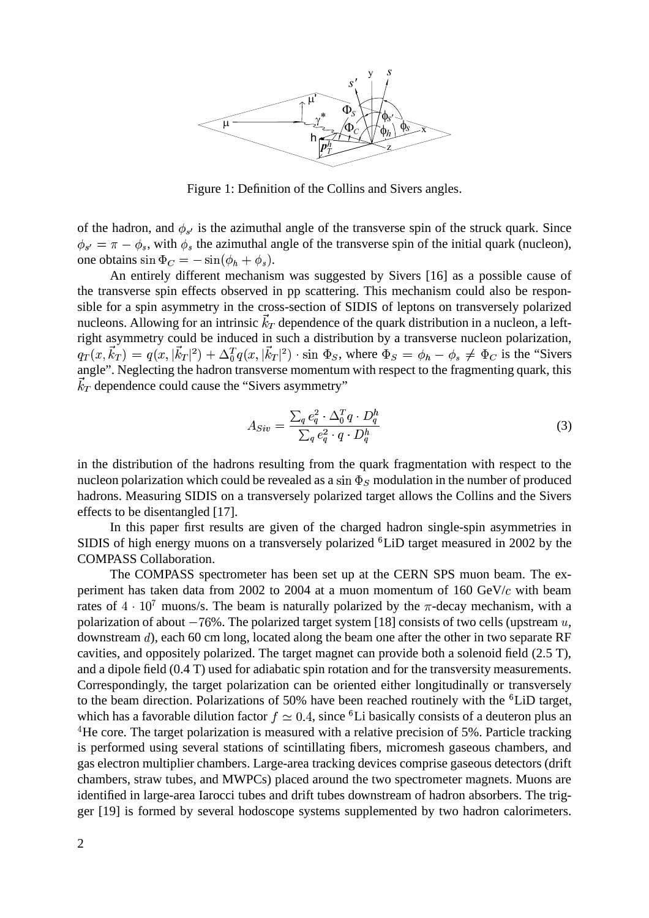Figure 1: Definition of the Collins and Sivers angles.

of the hadron, and $\phi_{s'}$ is the azimuthal angle of the transverse spin of the struck quark. Since $\phi_{s'} = \pi - \phi_s$, with $\phi_s$ the azimuthal angle of the transverse spin of the initial quark (nucleon), one obtains $\sin \Phi_C = -\sin(\phi_h + \phi_s)$.

An entirely different mechanism was suggested by Sivers [16] as a possible cause of the transverse spin effects observed in pp scattering. This mechanism could also be responsible for a spin asymmetry in the cross-section of SIDIS of leptons on transversely polarized nucleons. Allowing for an intrinsic $\vec{k}_T$ dependence of the quark distribution in a nucleon, a left-right asymmetry could be induced in such a distribution by a transverse nucleon polarization, $q_T(x, \vec{k}_T) = q(x, |\vec{k}_T|^2) + \Delta_0^T q(x, |\vec{k}_T|^2) \cdot \sin \Phi_S$, where $\Phi_S = \phi_h - \phi_s \neq \Phi_C$ is the "Sivers angle". Neglecting the hadron transverse momentum with respect to the fragmenting quark, this $\vec{k}_T$ dependence could cause the "Sivers asymmetry"

$$A_{Siv} = \frac{\sum_q e_q^2 \cdot \Delta_0^T q \cdot D_q^h}{\sum_q e_q^2 \cdot q \cdot D_q^h} \tag{3}$$

in the distribution of the hadrons resulting from the quark fragmentation with respect to the nucleon polarization which could be revealed as a $\sin \Phi_S$ modulation in the number of produced hadrons. Measuring SIDIS on a transversely polarized target allows the Collins and the Sivers effects to be disentangled [17].

In this paper first results are given of the charged hadron single-spin asymmetries in SIDIS of high energy muons on a transversely polarized $^6$LiD target measured in 2002 by the COMPASS Collaboration.

The COMPASS spectrometer has been set up at the CERN SPS muon beam. The experiment has taken data from 2002 to 2004 at a muon momentum of 160 GeV/$c$ with beam rates of $4 \cdot 10^7$ muons/s. The beam is naturally polarized by the $\pi$-decay mechanism, with a polarization of about $-76\%$. The polarized target system [18] consists of two cells (upstream $u$, downstream $d$), each 60 cm long, located along the beam one after the other in two separate RF cavities, and oppositely polarized. The target magnet can provide both a solenoid field (2.5 T), and a dipole field (0.4 T) used for adiabatic spin rotation and for the transversity measurements. Correspondingly, the target polarization can be oriented either longitudinally or transversely to the beam direction. Polarizations of 50% have been reached routinely with the $^6$LiD target, which has a favorable dilution factor $f \simeq 0.4$, since $^6$Li basically consists of a deuteron plus an $^4$He core. The target polarization is measured with a relative precision of 5%. Particle tracking is performed using several stations of scintillating fibers, micromesh gaseous chambers, and gas electron multiplier chambers. Large-area tracking devices comprise gaseous detectors (drift chambers, straw tubes, and MWPCs) placed around the two spectrometer magnets. Muons are identified in large-area Iarocci tubes and drift tubes downstream of hadron absorbers. The trigger [19] is formed by several hodoscope systems supplemented by two hadron calorimeters.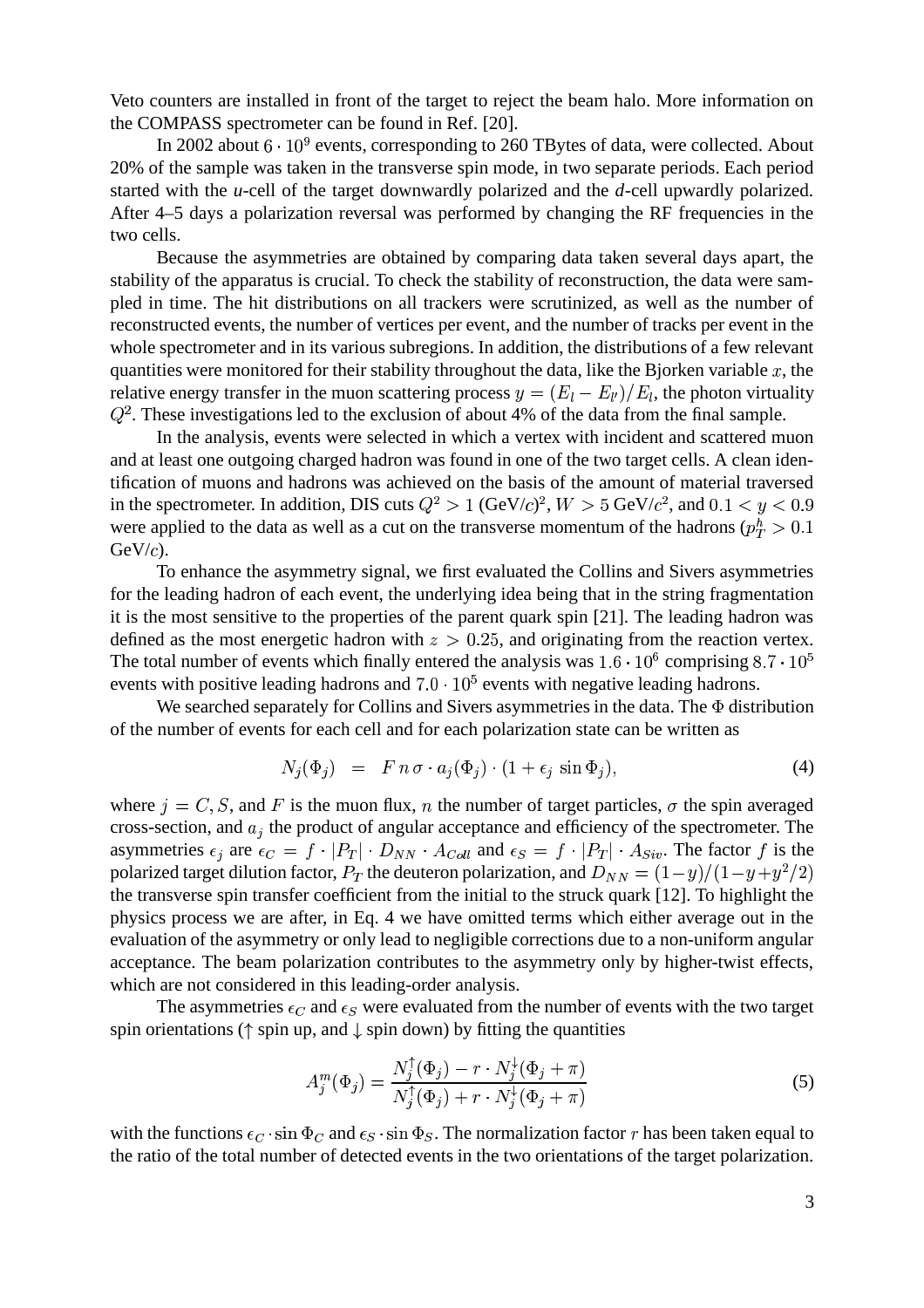Veto counters are installed in front of the target to reject the beam halo. More information on the COMPASS spectrometer can be found in Ref. [20].

In 2002 about $6 \cdot 10^9$ events, corresponding to 260 TBytes of data, were collected. About 20% of the sample was taken in the transverse spin mode, in two separate periods. Each period started with the *u*-cell of the target downwardly polarized and the *d*-cell upwardly polarized. After 4–5 days a polarization reversal was performed by changing the RF frequencies in the two cells.

Because the asymmetries are obtained by comparing data taken several days apart, the stability of the apparatus is crucial. To check the stability of reconstruction, the data were sampled in time. The hit distributions on all trackers were scrutinized, as well as the number of reconstructed events, the number of vertices per event, and the number of tracks per event in the whole spectrometer and in its various subregions. In addition, the distributions of a few relevant quantities were monitored for their stability throughout the data, like the Bjorken variable $x$, the relative energy transfer in the muon scattering process $y = (E_l - E_{l'})/E_l$, the photon virtuality $Q^2$. These investigations led to the exclusion of about 4% of the data from the final sample.

In the analysis, events were selected in which a vertex with incident and scattered muon and at least one outgoing charged hadron was found in one of the two target cells. A clean identification of muons and hadrons was achieved on the basis of the amount of material traversed in the spectrometer. In addition, DIS cuts $Q^2 > 1$ (GeV/$c$)$^2$, $W > 5$ GeV/$c^2$, and $0.1 < y < 0.9$ were applied to the data as well as a cut on the transverse momentum of the hadrons ($p_T^h > 0.1$ GeV/$c$).

To enhance the asymmetry signal, we first evaluated the Collins and Sivers asymmetries for the leading hadron of each event, the underlying idea being that in the string fragmentation it is the most sensitive to the properties of the parent quark spin [21]. The leading hadron was defined as the most energetic hadron with $z > 0.25$, and originating from the reaction vertex. The total number of events which finally entered the analysis was $1.6 \cdot 10^6$ comprising $8.7 \cdot 10^5$ events with positive leading hadrons and $7.0 \cdot 10^5$ events with negative leading hadrons.

We searched separately for Collins and Sivers asymmetries in the data. The $\Phi$ distribution of the number of events for each cell and for each polarization state can be written as

$$N_j(\Phi_j) \;\; = \;\; F \, n \, \sigma \cdot a_j(\Phi_j) \cdot (1 + \epsilon_j \, \sin \Phi_j), \tag{4}$$

where $j = C, S$, and $F$ is the muon flux, $n$ the number of target particles, $\sigma$ the spin averaged cross-section, and $a_j$ the product of angular acceptance and efficiency of the spectrometer. The asymmetries $\epsilon_j$ are $\epsilon_C = f \cdot |P_T| \cdot D_{NN} \cdot A_{Coll}$ and $\epsilon_S = f \cdot |P_T| \cdot A_{Siv}$. The factor $f$ is the polarized target dilution factor, $P_T$ the deuteron polarization, and $D_{NN} = (1-y)/(1-y+y^2/2)$ the transverse spin transfer coefficient from the initial to the struck quark [12]. To highlight the physics process we are after, in Eq. 4 we have omitted terms which either average out in the evaluation of the asymmetry or only lead to negligible corrections due to a non-uniform angular acceptance. The beam polarization contributes to the asymmetry only by higher-twist effects, which are not considered in this leading-order analysis.

The asymmetries $\epsilon_C$ and $\epsilon_S$ were evaluated from the number of events with the two target spin orientations ($\uparrow$ spin up, and $\downarrow$ spin down) by fitting the quantities

$$A_j^m(\Phi_j) = \frac{N_j^{\uparrow}(\Phi_j) - r \cdot N_j^{\downarrow}(\Phi_j + \pi)}{N_j^{\uparrow}(\Phi_j) + r \cdot N_j^{\downarrow}(\Phi_j + \pi)} \tag{5}$$

with the functions $\epsilon_C \cdot \sin \Phi_C$ and $\epsilon_S \cdot \sin \Phi_S$. The normalization factor $r$ has been taken equal to the ratio of the total number of detected events in the two orientations of the target polarization.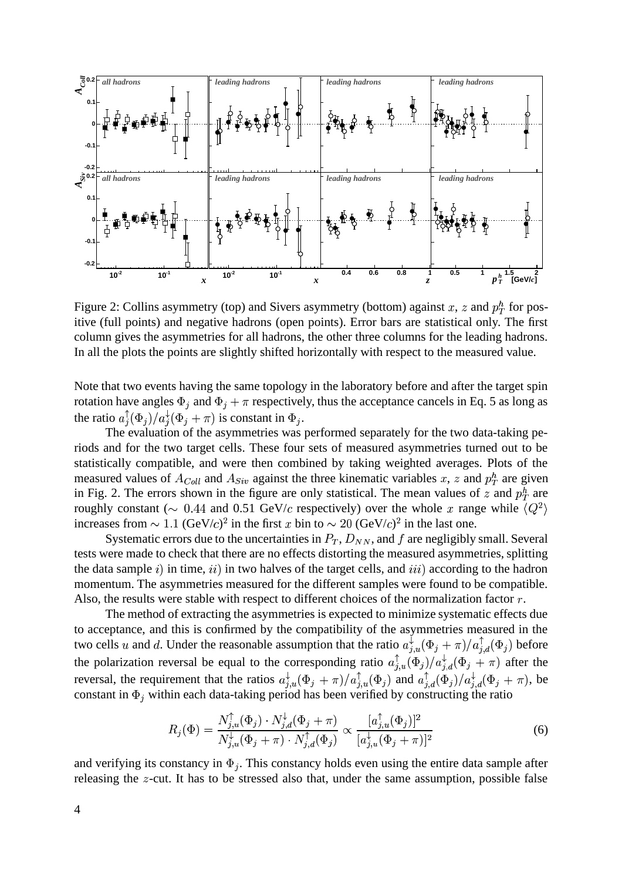Figure 2: Collins asymmetry (top) and Sivers asymmetry (bottom) against $x$, $z$ and $p_T^h$ for positive (full points) and negative hadrons (open points). Error bars are statistical only. The first column gives the asymmetries for all hadrons, the other three columns for the leading hadrons. In all the plots the points are slightly shifted horizontally with respect to the measured value.

Note that two events having the same topology in the laboratory before and after the target spin rotation have angles $\Phi_j$ and $\Phi_j + \pi$ respectively, thus the acceptance cancels in Eq. 5 as long as the ratio $a_j^{\uparrow}(\Phi_j)/a_j^{\downarrow}(\Phi_j + \pi)$ is constant in $\Phi_j$.

The evaluation of the asymmetries was performed separately for the two data-taking periods and for the two target cells. These four sets of measured asymmetries turned out to be statistically compatible, and were then combined by taking weighted averages. Plots of the measured values of $A_{Coll}$ and $A_{Siv}$ against the three kinematic variables $x$, $z$ and $p_T^h$ are given in Fig. 2. The errors shown in the figure are only statistical. The mean values of $z$ and $p_T^h$ are roughly constant ($\sim 0.44$ and 0.51 GeV/$c$ respectively) over the whole $x$ range while $\langle Q^2 \rangle$ increases from $\sim 1.1$ (GeV/$c$)$^2$ in the first $x$ bin to $\sim 20$ (GeV/$c$)$^2$ in the last one.

Systematic errors due to the uncertainties in $P_T$, $D_{NN}$, and $f$ are negligibly small. Several tests were made to check that there are no effects distorting the measured asymmetries, splitting the data sample $i)$ in time, $ii)$ in two halves of the target cells, and $iii)$ according to the hadron momentum. The asymmetries measured for the different samples were found to be compatible. Also, the results were stable with respect to different choices of the normalization factor $r$.

The method of extracting the asymmetries is expected to minimize systematic effects due to acceptance, and this is confirmed by the compatibility of the asymmetries measured in the two cells $u$ and $d$. Under the reasonable assumption that the ratio $a_{j,u}^{\downarrow}(\Phi_j + \pi)/a_{j,d}^{\uparrow}(\Phi_j)$ before the polarization reversal be equal to the corresponding ratio $a_{j,u}^{\uparrow}(\Phi_j)/a_{j,d}^{\downarrow}(\Phi_j + \pi)$ after the reversal, the requirement that the ratios $a_{j,u}^{\downarrow}(\Phi_j + \pi)/a_{j,u}^{\uparrow}(\Phi_j)$ and $a_{j,d}^{\uparrow}(\Phi_j)/a_{j,d}^{\downarrow}(\Phi_j + \pi)$, be constant in $\Phi_j$ within each data-taking period has been verified by constructing the ratio

$$R_j(\Phi) = \frac{N_{j,u}^{\uparrow}(\Phi_j) \cdot N_{j,d}^{\downarrow}(\Phi_j + \pi)}{N_{j,u}^{\downarrow}(\Phi_j + \pi) \cdot N_{j,d}^{\uparrow}(\Phi_j)} \propto \frac{[a_{j,u}^{\uparrow}(\Phi_j)]^2}{[a_{j,u}^{\downarrow}(\Phi_j + \pi)]^2} \tag{6}$$

and verifying its constancy in $\Phi_j$. This constancy holds even using the entire data sample after releasing the $z$-cut. It has to be stressed also that, under the same assumption, possible false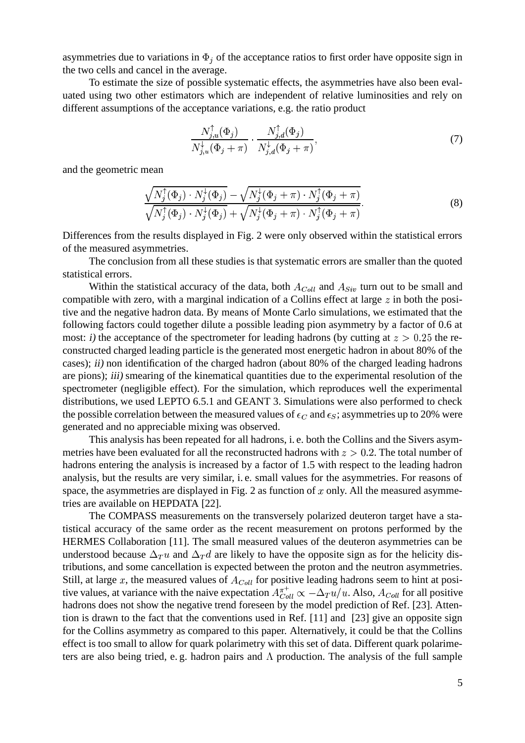asymmetries due to variations in $\Phi_j$ of the acceptance ratios to first order have opposite sign in the two cells and cancel in the average.

To estimate the size of possible systematic effects, the asymmetries have also been evaluated using two other estimators which are independent of relative luminosities and rely on different assumptions of the acceptance variations, e.g. the ratio product

$$\frac{N^{\uparrow}_{j,u}(\Phi_j)}{N^{\downarrow}_{j,u}(\Phi_j+\pi)} \cdot \frac{N^{\uparrow}_{j,d}(\Phi_j)}{N^{\downarrow}_{j,d}(\Phi_j+\pi)}, \tag{7}$$

and the geometric mean

$$\frac{\sqrt{N^{\uparrow}_{j}(\Phi_j)\cdot N^{\downarrow}_{j}(\Phi_j)} - \sqrt{N^{\downarrow}_{j}(\Phi_j+\pi)\cdot N^{\uparrow}_{j}(\Phi_j+\pi)}}{\sqrt{N^{\uparrow}_{j}(\Phi_j)\cdot N^{\downarrow}_{j}(\Phi_j)} + \sqrt{N^{\downarrow}_{j}(\Phi_j+\pi)\cdot N^{\uparrow}_{j}(\Phi_j+\pi)}}. \tag{8}$$

Differences from the results displayed in Fig. 2 were only observed within the statistical errors of the measured asymmetries.

The conclusion from all these studies is that systematic errors are smaller than the quoted statistical errors.

Within the statistical accuracy of the data, both $A_{Coll}$ and $A_{Siv}$ turn out to be small and compatible with zero, with a marginal indication of a Collins effect at large $z$ in both the positive and the negative hadron data. By means of Monte Carlo simulations, we estimated that the following factors could together dilute a possible leading pion asymmetry by a factor of 0.6 at most: *i)* the acceptance of the spectrometer for leading hadrons (by cutting at $z > 0.25$ the reconstructed charged leading particle is the generated most energetic hadron in about 80% of the cases); *ii)* non identification of the charged hadron (about 80% of the charged leading hadrons are pions); *iii)* smearing of the kinematical quantities due to the experimental resolution of the spectrometer (negligible effect). For the simulation, which reproduces well the experimental distributions, we used LEPTO 6.5.1 and GEANT 3. Simulations were also performed to check the possible correlation between the measured values of $\epsilon_C$ and $\epsilon_S$; asymmetries up to 20% were generated and no appreciable mixing was observed.

This analysis has been repeated for all hadrons, i. e. both the Collins and the Sivers asymmetries have been evaluated for all the reconstructed hadrons with $z > 0.2$. The total number of hadrons entering the analysis is increased by a factor of 1.5 with respect to the leading hadron analysis, but the results are very similar, i. e. small values for the asymmetries. For reasons of space, the asymmetries are displayed in Fig. 2 as function of $x$ only. All the measured asymmetries are available on HEPDATA [22].

The COMPASS measurements on the transversely polarized deuteron target have a statistical accuracy of the same order as the recent measurement on protons performed by the HERMES Collaboration [11]. The small measured values of the deuteron asymmetries can be understood because $\Delta_T u$ and $\Delta_T d$ are likely to have the opposite sign as for the helicity distributions, and some cancellation is expected between the proton and the neutron asymmetries. Still, at large $x$, the measured values of $A_{Coll}$ for positive leading hadrons seem to hint at positive values, at variance with the naive expectation $A^{\pi^+}_{Coll} \propto -\Delta_T u/u$. Also, $A_{Coll}$ for all positive hadrons does not show the negative trend foreseen by the model prediction of Ref. [23]. Attention is drawn to the fact that the conventions used in Ref. [11] and [23] give an opposite sign for the Collins asymmetry as compared to this paper. Alternatively, it could be that the Collins effect is too small to allow for quark polarimetry with this set of data. Different quark polarimeters are also being tried, e. g. hadron pairs and $\Lambda$ production. The analysis of the full sample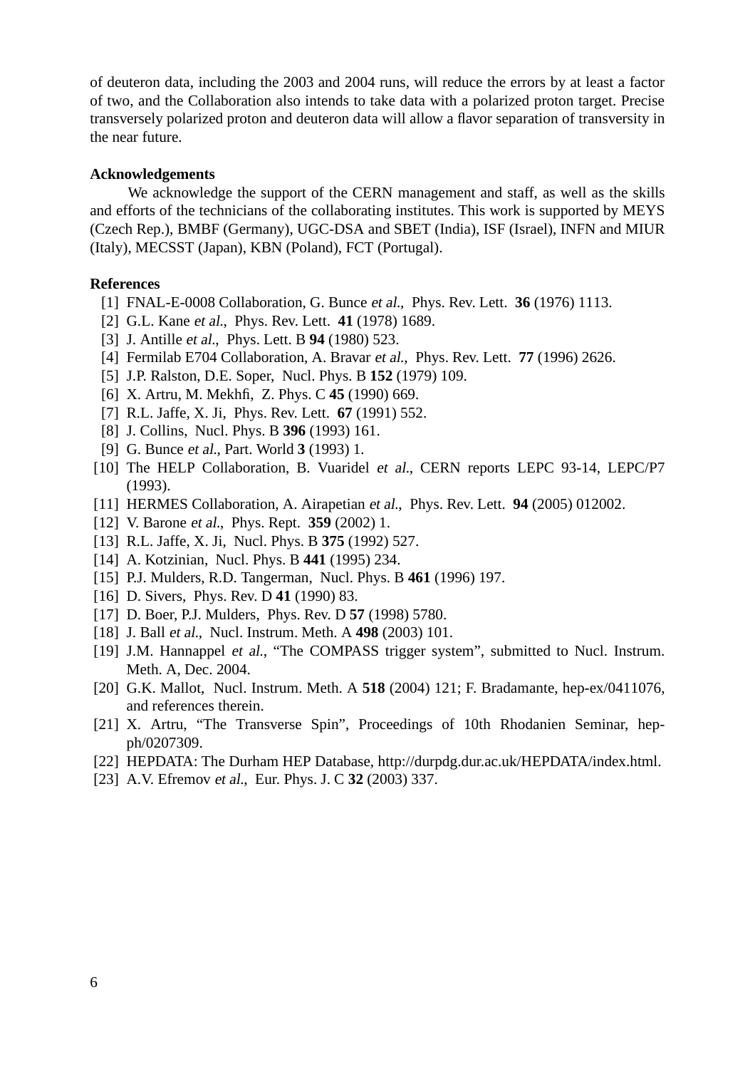of deuteron data, including the 2003 and 2004 runs, will reduce the errors by at least a factor of two, and the Collaboration also intends to take data with a polarized proton target. Precise transversely polarized proton and deuteron data will allow a flavor separation of transversity in the near future.

**Acknowledgements**

We acknowledge the support of the CERN management and staff, as well as the skills and efforts of the technicians of the collaborating institutes. This work is supported by MEYS (Czech Rep.), BMBF (Germany), UGC-DSA and SBET (India), ISF (Israel), INFN and MIUR (Italy), MECSST (Japan), KBN (Poland), FCT (Portugal).

**References**

[1] FNAL-E-0008 Collaboration, G. Bunce *et al.*, Phys. Rev. Lett. **36** (1976) 1113.
[2] G.L. Kane *et al.*, Phys. Rev. Lett. **41** (1978) 1689.
[3] J. Antille *et al.*, Phys. Lett. B **94** (1980) 523.
[4] Fermilab E704 Collaboration, A. Bravar *et al.*, Phys. Rev. Lett. **77** (1996) 2626.
[5] J.P. Ralston, D.E. Soper, Nucl. Phys. B **152** (1979) 109.
[6] X. Artru, M. Mekhfi, Z. Phys. C **45** (1990) 669.
[7] R.L. Jaffe, X. Ji, Phys. Rev. Lett. **67** (1991) 552.
[8] J. Collins, Nucl. Phys. B **396** (1993) 161.
[9] G. Bunce *et al.*, Part. World **3** (1993) 1.
[10] The HELP Collaboration, B. Vuaridel *et al.*, CERN reports LEPC 93-14, LEPC/P7 (1993).
[11] HERMES Collaboration, A. Airapetian *et al.*, Phys. Rev. Lett. **94** (2005) 012002.
[12] V. Barone *et al.*, Phys. Rept. **359** (2002) 1.
[13] R.L. Jaffe, X. Ji, Nucl. Phys. B **375** (1992) 527.
[14] A. Kotzinian, Nucl. Phys. B **441** (1995) 234.
[15] P.J. Mulders, R.D. Tangerman, Nucl. Phys. B **461** (1996) 197.
[16] D. Sivers, Phys. Rev. D **41** (1990) 83.
[17] D. Boer, P.J. Mulders, Phys. Rev. D **57** (1998) 5780.
[18] J. Ball *et al.*, Nucl. Instrum. Meth. A **498** (2003) 101.
[19] J.M. Hannappel *et al.*, "The COMPASS trigger system", submitted to Nucl. Instrum. Meth. A, Dec. 2004.
[20] G.K. Mallot, Nucl. Instrum. Meth. A **518** (2004) 121; F. Bradamante, hep-ex/0411076, and references therein.
[21] X. Artru, "The Transverse Spin", Proceedings of 10th Rhodanien Seminar, hep-ph/0207309.
[22] HEPDATA: The Durham HEP Database, http://durpdg.dur.ac.uk/HEPDATA/index.html.
[23] A.V. Efremov *et al.*, Eur. Phys. J. C **32** (2003) 337.